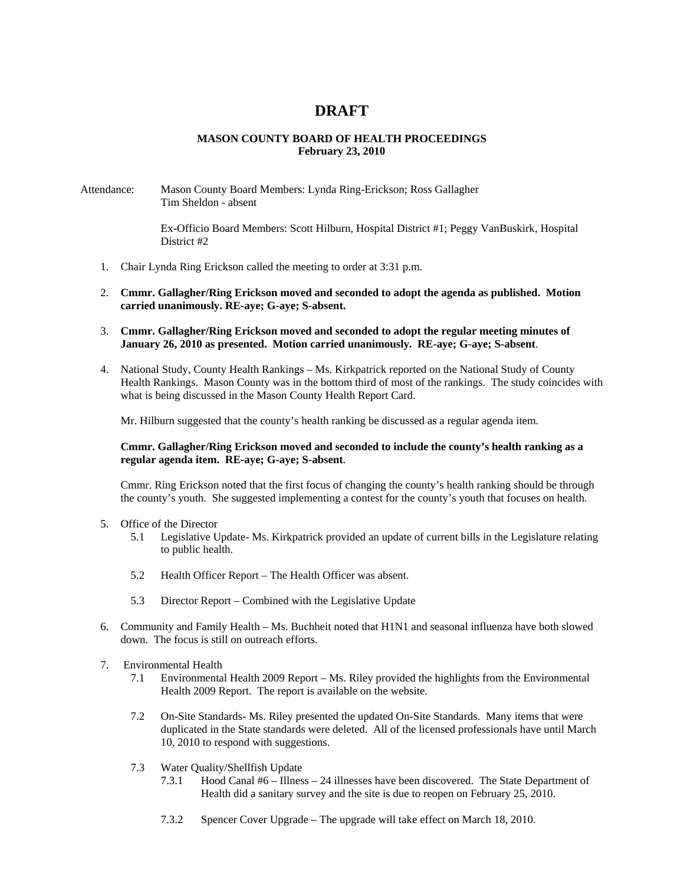# DRAFT

**MASON COUNTY BOARD OF HEALTH PROCEEDINGS**
**February 23, 2010**

Attendance: Mason County Board Members: Lynda Ring-Erickson; Ross Gallagher
Tim Sheldon - absent

Ex-Officio Board Members: Scott Hilburn, Hospital District #1; Peggy VanBuskirk, Hospital District #2

1. Chair Lynda Ring Erickson called the meeting to order at 3:31 p.m.

2. **Cmmr. Gallagher/Ring Erickson moved and seconded to adopt the agenda as published. Motion carried unanimously. RE-aye; G-aye; S-absent.**

3. **Cmmr. Gallagher/Ring Erickson moved and seconded to adopt the regular meeting minutes of January 26, 2010 as presented. Motion carried unanimously. RE-aye; G-aye; S-absent**.

4. National Study, County Health Rankings – Ms. Kirkpatrick reported on the National Study of County Health Rankings. Mason County was in the bottom third of most of the rankings. The study coincides with what is being discussed in the Mason County Health Report Card.

   Mr. Hilburn suggested that the county's health ranking be discussed as a regular agenda item.

   **Cmmr. Gallagher/Ring Erickson moved and seconded to include the county's health ranking as a regular agenda item. RE-aye; G-aye; S-absent**.

   Cmmr. Ring Erickson noted that the first focus of changing the county's health ranking should be through the county's youth. She suggested implementing a contest for the county's youth that focuses on health.

5. Office of the Director
   - 5.1 Legislative Update- Ms. Kirkpatrick provided an update of current bills in the Legislature relating to public health.
   - 5.2 Health Officer Report – The Health Officer was absent.
   - 5.3 Director Report – Combined with the Legislative Update

6. Community and Family Health – Ms. Buchheit noted that H1N1 and seasonal influenza have both slowed down. The focus is still on outreach efforts.

7. Environmental Health
   - 7.1 Environmental Health 2009 Report – Ms. Riley provided the highlights from the Environmental Health 2009 Report. The report is available on the website.
   - 7.2 On-Site Standards- Ms. Riley presented the updated On-Site Standards. Many items that were duplicated in the State standards were deleted. All of the licensed professionals have until March 10, 2010 to respond with suggestions.
   - 7.3 Water Quality/Shellfish Update
     - 7.3.1 Hood Canal #6 – Illness – 24 illnesses have been discovered. The State Department of Health did a sanitary survey and the site is due to reopen on February 25, 2010.
     - 7.3.2 Spencer Cover Upgrade – The upgrade will take effect on March 18, 2010.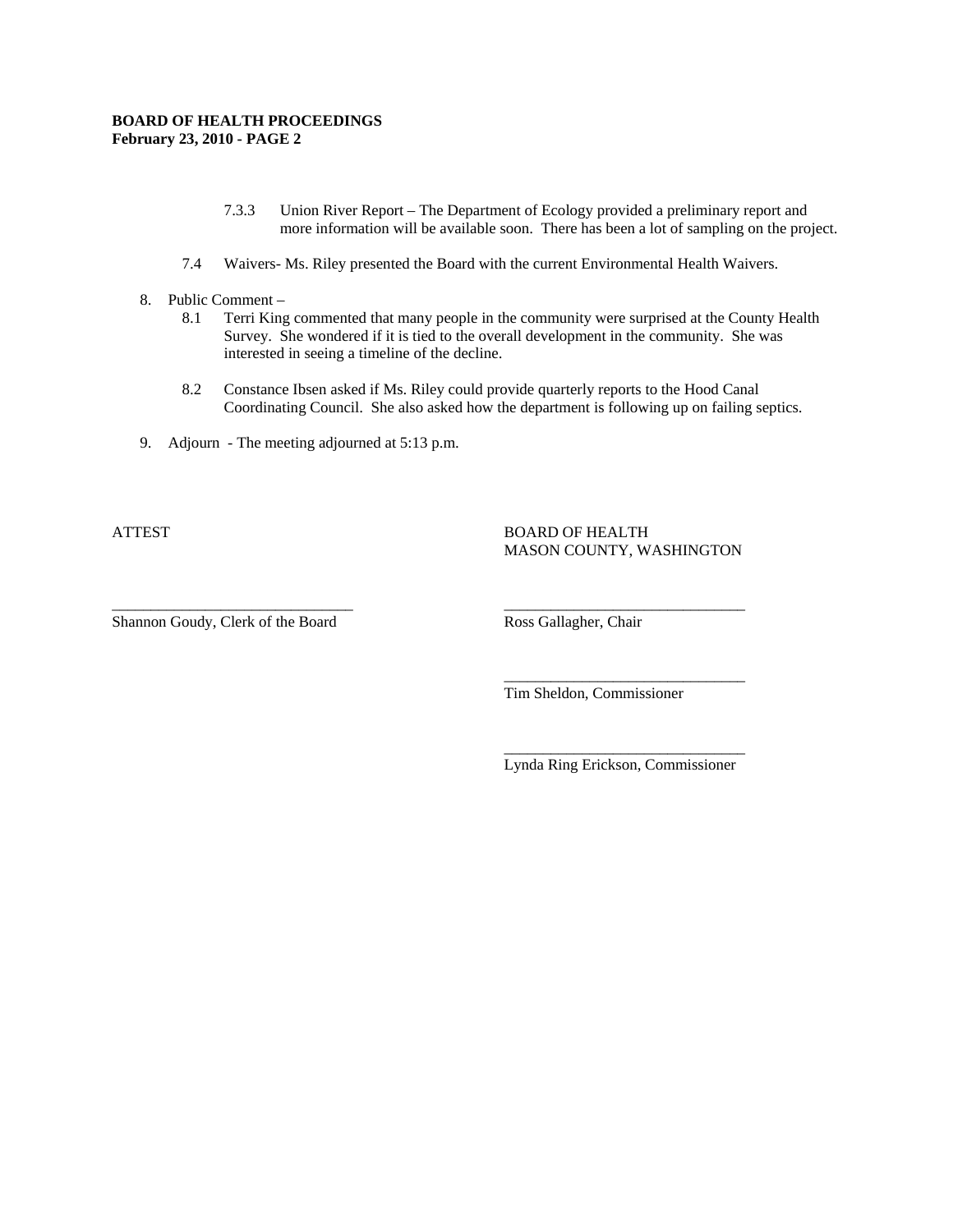7.3.3 Union River Report – The Department of Ecology provided a preliminary report and more information will be available soon. There has been a lot of sampling on the project.

7.4 Waivers- Ms. Riley presented the Board with the current Environmental Health Waivers.

8. Public Comment –

8.1 Terri King commented that many people in the community were surprised at the County Health Survey. She wondered if it is tied to the overall development in the community. She was interested in seeing a timeline of the decline.

8.2 Constance Ibsen asked if Ms. Riley could provide quarterly reports to the Hood Canal Coordinating Council. She also asked how the department is following up on failing septics.

9. Adjourn - The meeting adjourned at 5:13 p.m.

ATTEST

\_\_\_\_\_\_\_\_\_\_\_\_\_\_\_\_\_\_\_\_\_\_\_\_\_\_\_\_\_\_
Shannon Goudy, Clerk of the Board

BOARD OF HEALTH
MASON COUNTY, WASHINGTON

\_\_\_\_\_\_\_\_\_\_\_\_\_\_\_\_\_\_\_\_\_\_\_\_\_\_\_\_\_\_
Ross Gallagher, Chair

\_\_\_\_\_\_\_\_\_\_\_\_\_\_\_\_\_\_\_\_\_\_\_\_\_\_\_\_\_\_
Tim Sheldon, Commissioner

\_\_\_\_\_\_\_\_\_\_\_\_\_\_\_\_\_\_\_\_\_\_\_\_\_\_\_\_\_\_
Lynda Ring Erickson, Commissioner